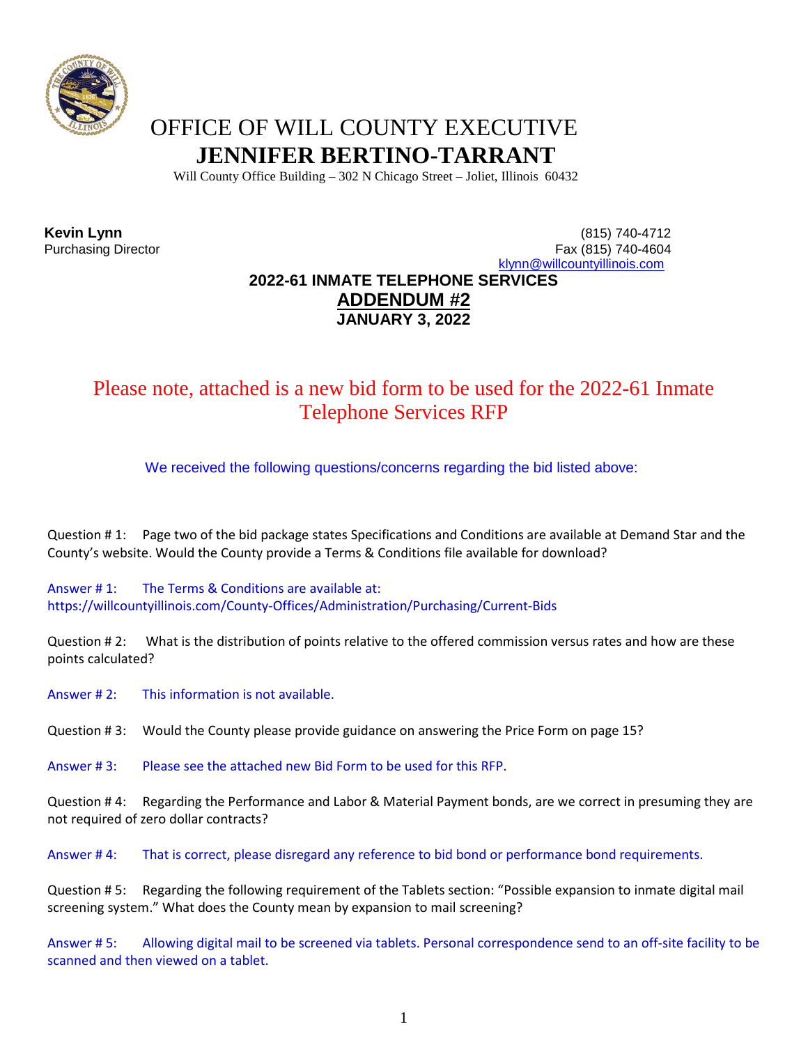# OFFICE OF WILL COUNTY EXECUTIVE
# JENNIFER BERTINO-TARRANT

Will County Office Building – 302 N Chicago Street – Joliet, Illinois 60432

**Kevin Lynn**
Purchasing Director

(815) 740-4712
Fax (815) 740-4604
klynn@willcountyillinois.com

## 2022-61 INMATE TELEPHONE SERVICES
## ADDENDUM #2
## JANUARY 3, 2022

Please note, attached is a new bid form to be used for the 2022-61 Inmate Telephone Services RFP

We received the following questions/concerns regarding the bid listed above:

Question # 1: Page two of the bid package states Specifications and Conditions are available at Demand Star and the County's website. Would the County provide a Terms & Conditions file available for download?

Answer # 1: The Terms & Conditions are available at: https://willcountyillinois.com/County-Offices/Administration/Purchasing/Current-Bids

Question # 2: What is the distribution of points relative to the offered commission versus rates and how are these points calculated?

Answer # 2: This information is not available.

Question # 3: Would the County please provide guidance on answering the Price Form on page 15?

Answer # 3: Please see the attached new Bid Form to be used for this RFP.

Question # 4: Regarding the Performance and Labor & Material Payment bonds, are we correct in presuming they are not required of zero dollar contracts?

Answer # 4: That is correct, please disregard any reference to bid bond or performance bond requirements.

Question # 5: Regarding the following requirement of the Tablets section: "Possible expansion to inmate digital mail screening system." What does the County mean by expansion to mail screening?

Answer # 5: Allowing digital mail to be screened via tablets. Personal correspondence send to an off-site facility to be scanned and then viewed on a tablet.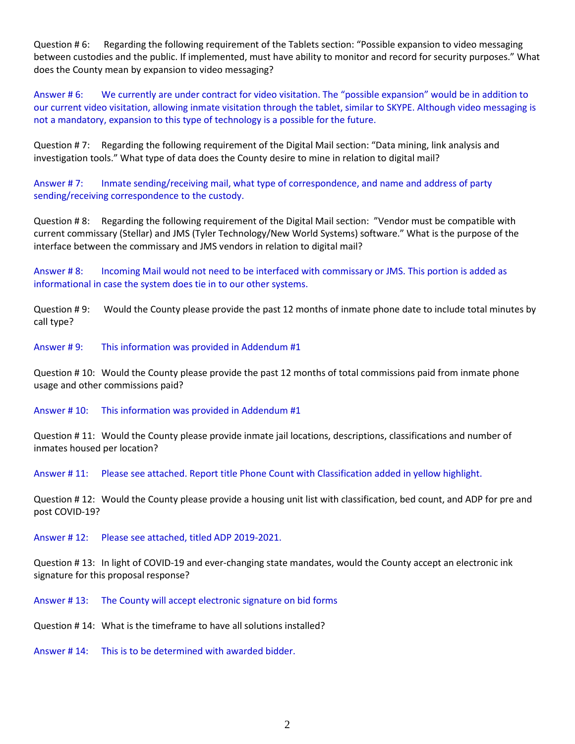Question # 6: Regarding the following requirement of the Tablets section: "Possible expansion to video messaging between custodies and the public. If implemented, must have ability to monitor and record for security purposes." What does the County mean by expansion to video messaging?

Answer # 6: We currently are under contract for video visitation. The "possible expansion" would be in addition to our current video visitation, allowing inmate visitation through the tablet, similar to SKYPE. Although video messaging is not a mandatory, expansion to this type of technology is a possible for the future.

Question # 7: Regarding the following requirement of the Digital Mail section: "Data mining, link analysis and investigation tools." What type of data does the County desire to mine in relation to digital mail?

Answer # 7: Inmate sending/receiving mail, what type of correspondence, and name and address of party sending/receiving correspondence to the custody.

Question # 8: Regarding the following requirement of the Digital Mail section: "Vendor must be compatible with current commissary (Stellar) and JMS (Tyler Technology/New World Systems) software." What is the purpose of the interface between the commissary and JMS vendors in relation to digital mail?

Answer # 8: Incoming Mail would not need to be interfaced with commissary or JMS. This portion is added as informational in case the system does tie in to our other systems.

Question # 9: Would the County please provide the past 12 months of inmate phone date to include total minutes by call type?

Answer # 9: This information was provided in Addendum #1

Question # 10: Would the County please provide the past 12 months of total commissions paid from inmate phone usage and other commissions paid?

Answer # 10: This information was provided in Addendum #1

Question # 11: Would the County please provide inmate jail locations, descriptions, classifications and number of inmates housed per location?

Answer # 11: Please see attached. Report title Phone Count with Classification added in yellow highlight.

Question # 12: Would the County please provide a housing unit list with classification, bed count, and ADP for pre and post COVID-19?

Answer # 12: Please see attached, titled ADP 2019-2021.

Question # 13: In light of COVID-19 and ever-changing state mandates, would the County accept an electronic ink signature for this proposal response?

Answer # 13: The County will accept electronic signature on bid forms

Question # 14: What is the timeframe to have all solutions installed?

Answer # 14: This is to be determined with awarded bidder.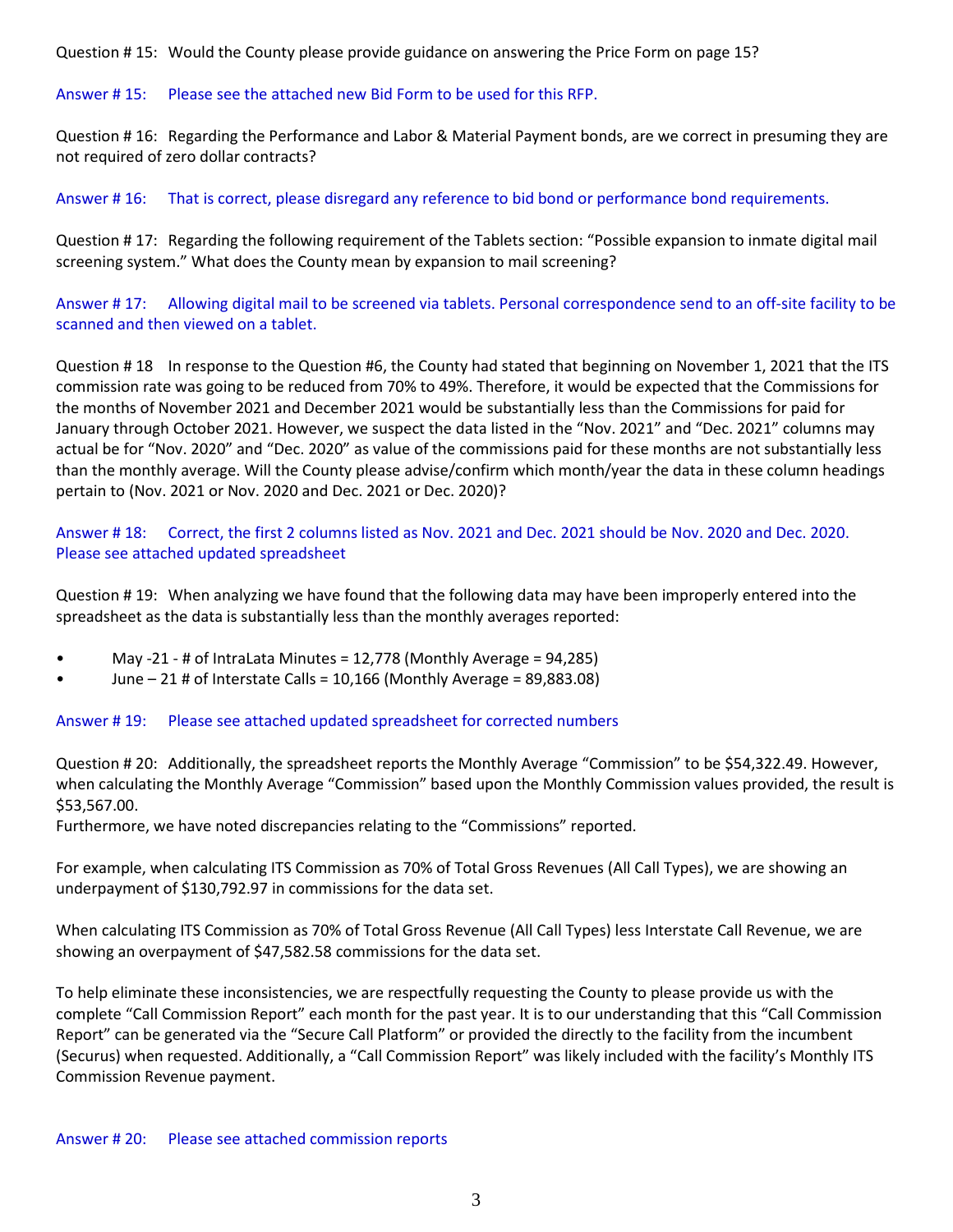Question # 15: Would the County please provide guidance on answering the Price Form on page 15?

Answer # 15: Please see the attached new Bid Form to be used for this RFP.

Question # 16: Regarding the Performance and Labor & Material Payment bonds, are we correct in presuming they are not required of zero dollar contracts?

Answer # 16: That is correct, please disregard any reference to bid bond or performance bond requirements.

Question # 17: Regarding the following requirement of the Tablets section: "Possible expansion to inmate digital mail screening system." What does the County mean by expansion to mail screening?

Answer # 17: Allowing digital mail to be screened via tablets. Personal correspondence send to an off-site facility to be scanned and then viewed on a tablet.

Question # 18 In response to the Question #6, the County had stated that beginning on November 1, 2021 that the ITS commission rate was going to be reduced from 70% to 49%. Therefore, it would be expected that the Commissions for the months of November 2021 and December 2021 would be substantially less than the Commissions for paid for January through October 2021. However, we suspect the data listed in the "Nov. 2021" and "Dec. 2021" columns may actual be for "Nov. 2020" and "Dec. 2020" as value of the commissions paid for these months are not substantially less than the monthly average. Will the County please advise/confirm which month/year the data in these column headings pertain to (Nov. 2021 or Nov. 2020 and Dec. 2021 or Dec. 2020)?

Answer # 18: Correct, the first 2 columns listed as Nov. 2021 and Dec. 2021 should be Nov. 2020 and Dec. 2020. Please see attached updated spreadsheet

Question # 19: When analyzing we have found that the following data may have been improperly entered into the spreadsheet as the data is substantially less than the monthly averages reported:

- May -21 - # of IntraLata Minutes = 12,778 (Monthly Average = 94,285)
- June – 21 # of Interstate Calls = 10,166 (Monthly Average = 89,883.08)

Answer # 19: Please see attached updated spreadsheet for corrected numbers

Question # 20: Additionally, the spreadsheet reports the Monthly Average "Commission" to be $54,322.49. However, when calculating the Monthly Average "Commission" based upon the Monthly Commission values provided, the result is $53,567.00.
Furthermore, we have noted discrepancies relating to the "Commissions" reported.

For example, when calculating ITS Commission as 70% of Total Gross Revenues (All Call Types), we are showing an underpayment of $130,792.97 in commissions for the data set.

When calculating ITS Commission as 70% of Total Gross Revenue (All Call Types) less Interstate Call Revenue, we are showing an overpayment of $47,582.58 commissions for the data set.

To help eliminate these inconsistencies, we are respectfully requesting the County to please provide us with the complete "Call Commission Report" each month for the past year. It is to our understanding that this "Call Commission Report" can be generated via the "Secure Call Platform" or provided the directly to the facility from the incumbent (Securus) when requested. Additionally, a "Call Commission Report" was likely included with the facility's Monthly ITS Commission Revenue payment.

Answer # 20: Please see attached commission reports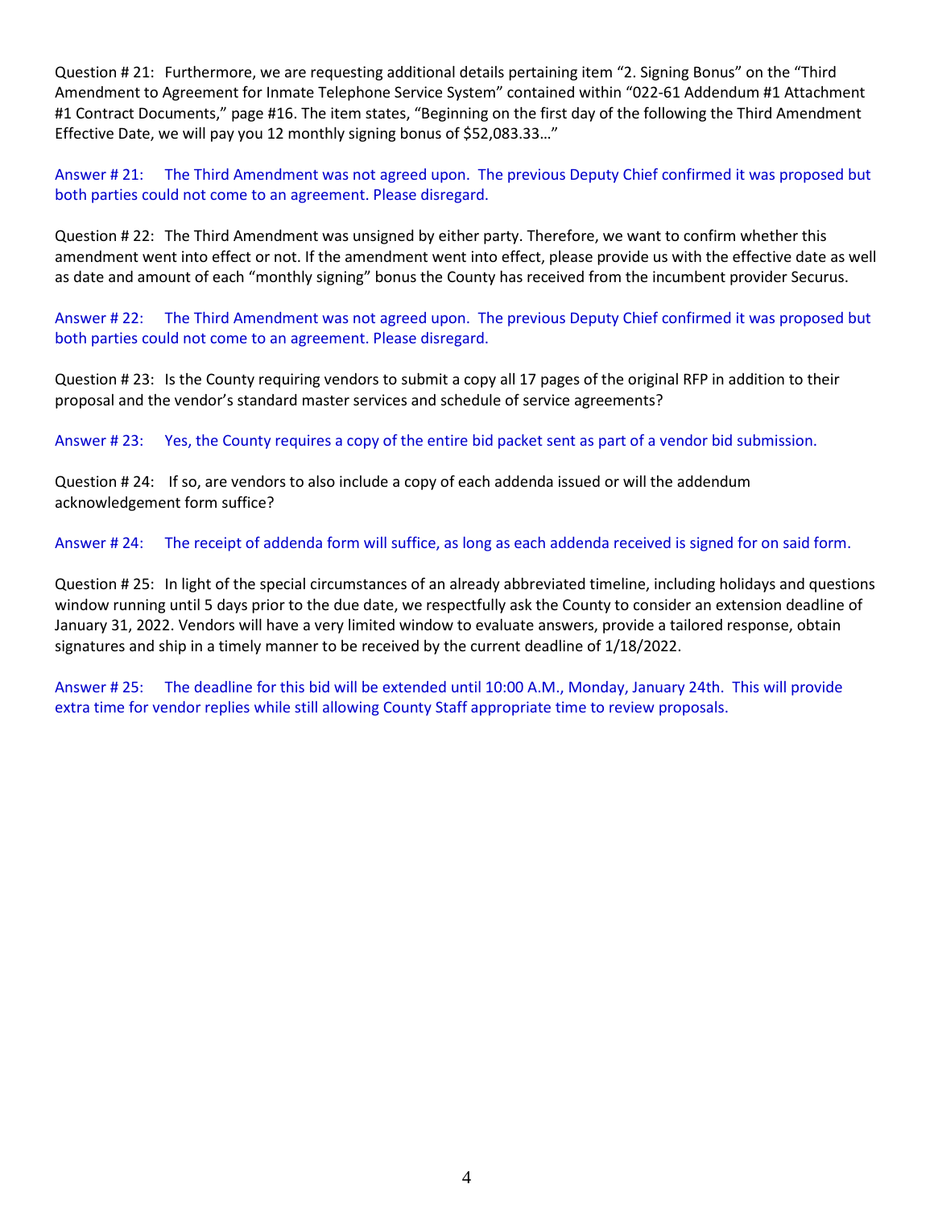Question # 21: Furthermore, we are requesting additional details pertaining item "2. Signing Bonus" on the "Third Amendment to Agreement for Inmate Telephone Service System" contained within "022-61 Addendum #1 Attachment #1 Contract Documents," page #16. The item states, "Beginning on the first day of the following the Third Amendment Effective Date, we will pay you 12 monthly signing bonus of $52,083.33…"

Answer # 21: The Third Amendment was not agreed upon. The previous Deputy Chief confirmed it was proposed but both parties could not come to an agreement. Please disregard.

Question # 22: The Third Amendment was unsigned by either party. Therefore, we want to confirm whether this amendment went into effect or not. If the amendment went into effect, please provide us with the effective date as well as date and amount of each "monthly signing" bonus the County has received from the incumbent provider Securus.

Answer # 22: The Third Amendment was not agreed upon. The previous Deputy Chief confirmed it was proposed but both parties could not come to an agreement. Please disregard.

Question # 23: Is the County requiring vendors to submit a copy all 17 pages of the original RFP in addition to their proposal and the vendor's standard master services and schedule of service agreements?

Answer # 23: Yes, the County requires a copy of the entire bid packet sent as part of a vendor bid submission.

Question # 24: If so, are vendors to also include a copy of each addenda issued or will the addendum acknowledgement form suffice?

Answer # 24: The receipt of addenda form will suffice, as long as each addenda received is signed for on said form.

Question # 25: In light of the special circumstances of an already abbreviated timeline, including holidays and questions window running until 5 days prior to the due date, we respectfully ask the County to consider an extension deadline of January 31, 2022. Vendors will have a very limited window to evaluate answers, provide a tailored response, obtain signatures and ship in a timely manner to be received by the current deadline of 1/18/2022.

Answer # 25: The deadline for this bid will be extended until 10:00 A.M., Monday, January 24th. This will provide extra time for vendor replies while still allowing County Staff appropriate time to review proposals.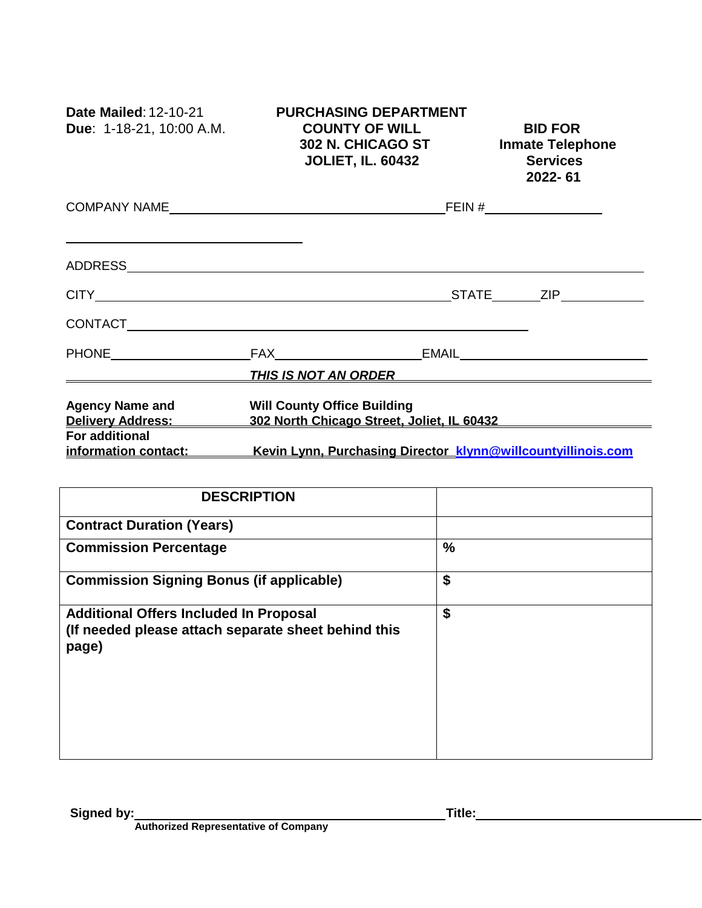**Date Mailed**: 12-10-21
**Due**: 1-18-21, 10:00 A.M.

**PURCHASING DEPARTMENT**
**COUNTY OF WILL**
**302 N. CHICAGO ST**
**JOLIET, IL. 60432**

**BID FOR**
**Inmate Telephone Services**
**2022- 61**

COMPANY NAME________________________________ FEIN #______________

________________________________

ADDRESS________________________________________________________

CITY________________________________ STATE______ ZIP__________

CONTACT________________________________________________

PHONE__________________ FAX__________________ EMAIL______________________

***THIS IS NOT AN ORDER***

**Agency Name and Delivery Address:** **Will County Office Building, 302 North Chicago Street, Joliet, IL 60432**

**For additional information contact:** **Kevin Lynn, Purchasing Director klynn@willcountyillinois.com**

| DESCRIPTION | |
|---|---|
| **Contract Duration (Years)** | |
| **Commission Percentage** | **%** |
| **Commission Signing Bonus (if applicable)** | **$** |
| **Additional Offers Included In Proposal (If needed please attach separate sheet behind this page)** | **$** |

**Signed by:**________________________________ **Title:**______________________

**Authorized Representative of Company**